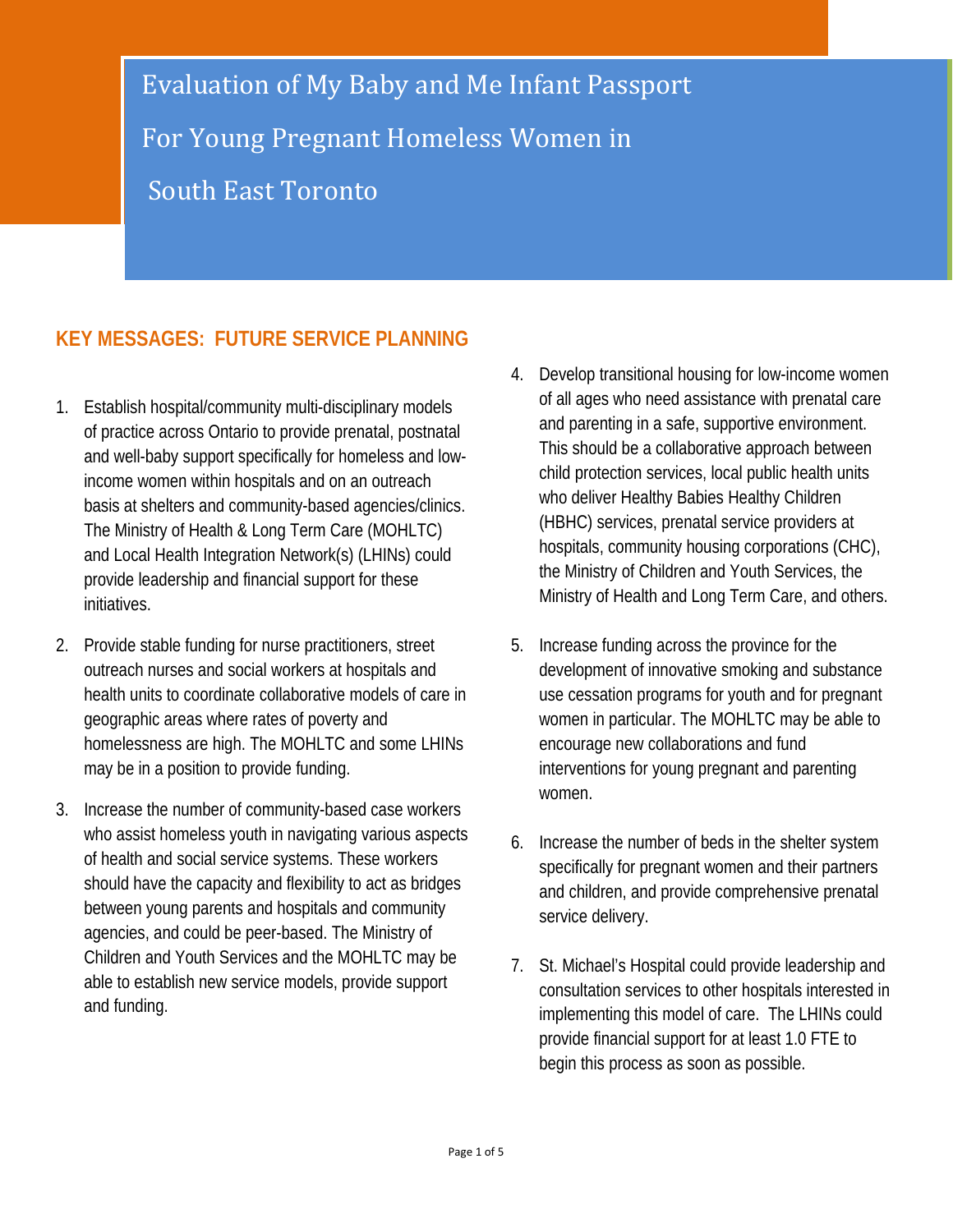# Evaluation of My Baby and Me Infant Passport For Young Pregnant Homeless Women in South East Toronto

## KEY MESSAGES: FUTURE SERVICE PLANNING

1. Establish hospital/community multi-disciplinary models of practice across Ontario to provide prenatal, postnatal and well-baby support specifically for homeless and low-income women within hospitals and on an outreach basis at shelters and community-based agencies/clinics. The Ministry of Health & Long Term Care (MOHLTC) and Local Health Integration Network(s) (LHINs) could provide leadership and financial support for these initiatives.

2. Provide stable funding for nurse practitioners, street outreach nurses and social workers at hospitals and health units to coordinate collaborative models of care in geographic areas where rates of poverty and homelessness are high. The MOHLTC and some LHINs may be in a position to provide funding.

3. Increase the number of community-based case workers who assist homeless youth in navigating various aspects of health and social service systems. These workers should have the capacity and flexibility to act as bridges between young parents and hospitals and community agencies, and could be peer-based. The Ministry of Children and Youth Services and the MOHLTC may be able to establish new service models, provide support and funding.

4. Develop transitional housing for low-income women of all ages who need assistance with prenatal care and parenting in a safe, supportive environment. This should be a collaborative approach between child protection services, local public health units who deliver Healthy Babies Healthy Children (HBHC) services, prenatal service providers at hospitals, community housing corporations (CHC), the Ministry of Children and Youth Services, the Ministry of Health and Long Term Care, and others.

5. Increase funding across the province for the development of innovative smoking and substance use cessation programs for youth and for pregnant women in particular. The MOHLTC may be able to encourage new collaborations and fund interventions for young pregnant and parenting women.

6. Increase the number of beds in the shelter system specifically for pregnant women and their partners and children, and provide comprehensive prenatal service delivery.

7. St. Michael's Hospital could provide leadership and consultation services to other hospitals interested in implementing this model of care. The LHINs could provide financial support for at least 1.0 FTE to begin this process as soon as possible.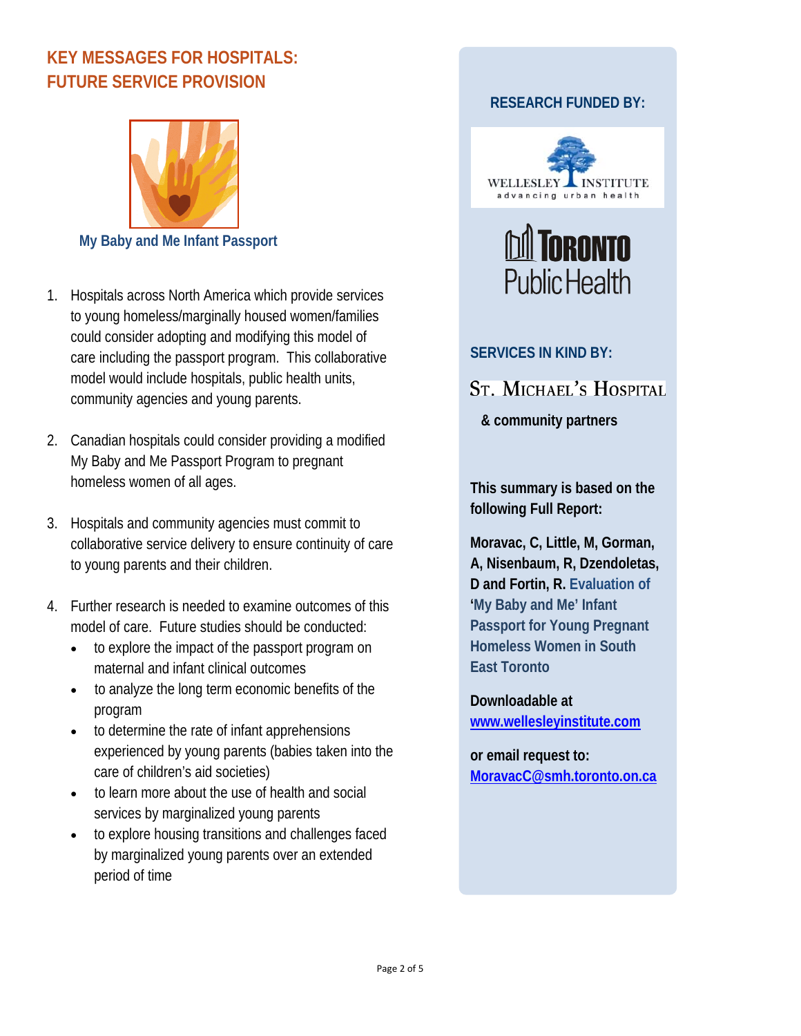## KEY MESSAGES FOR HOSPITALS: FUTURE SERVICE PROVISION

My Baby and Me Infant Passport

1. Hospitals across North America which provide services to young homeless/marginally housed women/families could consider adopting and modifying this model of care including the passport program. This collaborative model would include hospitals, public health units, community agencies and young parents.

2. Canadian hospitals could consider providing a modified My Baby and Me Passport Program to pregnant homeless women of all ages.

3. Hospitals and community agencies must commit to collaborative service delivery to ensure continuity of care to young parents and their children.

4. Further research is needed to examine outcomes of this model of care. Future studies should be conducted:
   - to explore the impact of the passport program on maternal and infant clinical outcomes
   - to analyze the long term economic benefits of the program
   - to determine the rate of infant apprehensions experienced by young parents (babies taken into the care of children's aid societies)
   - to learn more about the use of health and social services by marginalized young parents
   - to explore housing transitions and challenges faced by marginalized young parents over an extended period of time

**RESEARCH FUNDED BY:**

WELLESLEY INSTITUTE advancing urban health

TORONTO Public Health

**SERVICES IN KIND BY:**

ST. MICHAEL'S HOSPITAL

**& community partners**

**This summary is based on the following Full Report:**

**Moravac, C, Little, M, Gorman, A, Nisenbaum, R, Dzendoletas, D and Fortin, R.** Evaluation of 'My Baby and Me' Infant Passport for Young Pregnant Homeless Women in South East Toronto

**Downloadable at**
www.wellesleyinstitute.com

**or email request to:**
MoravacC@smh.toronto.on.ca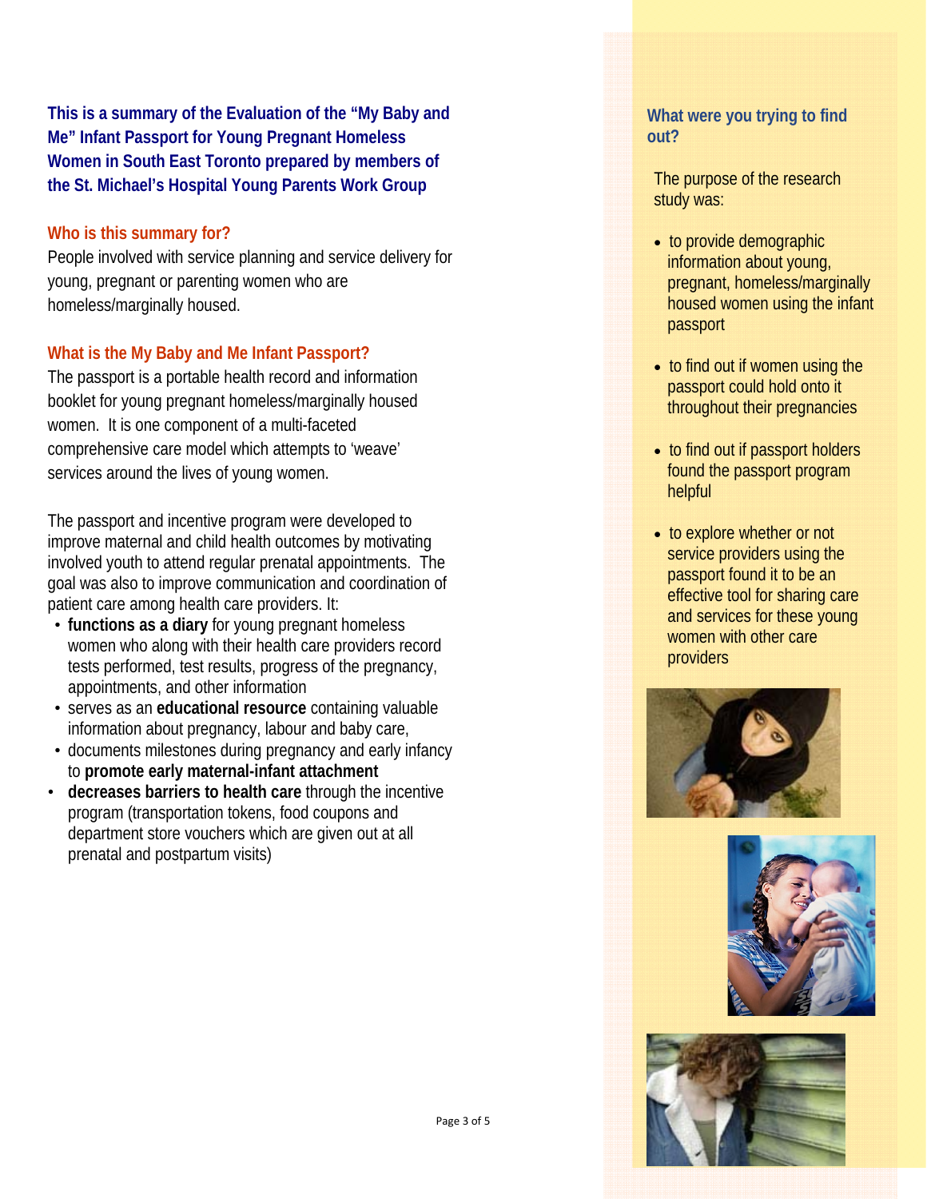**This is a summary of the Evaluation of the "My Baby and Me" Infant Passport for Young Pregnant Homeless Women in South East Toronto prepared by members of the St. Michael's Hospital Young Parents Work Group**

## Who is this summary for?

People involved with service planning and service delivery for young, pregnant or parenting women who are homeless/marginally housed.

## What is the My Baby and Me Infant Passport?

The passport is a portable health record and information booklet for young pregnant homeless/marginally housed women. It is one component of a multi-faceted comprehensive care model which attempts to 'weave' services around the lives of young women.

The passport and incentive program were developed to improve maternal and child health outcomes by motivating involved youth to attend regular prenatal appointments. The goal was also to improve communication and coordination of patient care among health care providers. It:

- **functions as a diary** for young pregnant homeless women who along with their health care providers record tests performed, test results, progress of the pregnancy, appointments, and other information
- serves as an **educational resource** containing valuable information about pregnancy, labour and baby care,
- documents milestones during pregnancy and early infancy to **promote early maternal-infant attachment**
- **decreases barriers to health care** through the incentive program (transportation tokens, food coupons and department store vouchers which are given out at all prenatal and postpartum visits)

## What were you trying to find out?

The purpose of the research study was:

- to provide demographic information about young, pregnant, homeless/marginally housed women using the infant passport
- to find out if women using the passport could hold onto it throughout their pregnancies
- to find out if passport holders found the passport program helpful
- to explore whether or not service providers using the passport found it to be an effective tool for sharing care and services for these young women with other care providers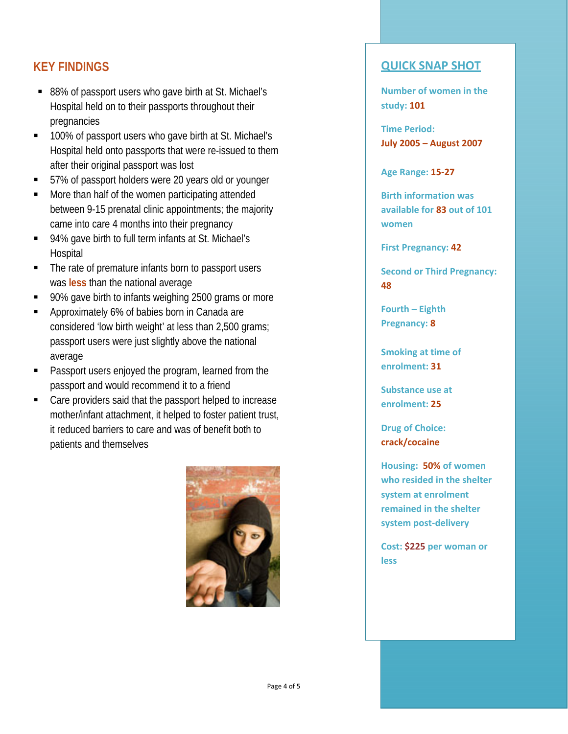## KEY FINDINGS

- 88% of passport users who gave birth at St. Michael's Hospital held on to their passports throughout their pregnancies
- 100% of passport users who gave birth at St. Michael's Hospital held onto passports that were re-issued to them after their original passport was lost
- 57% of passport holders were 20 years old or younger
- More than half of the women participating attended between 9-15 prenatal clinic appointments; the majority came into care 4 months into their pregnancy
- 94% gave birth to full term infants at St. Michael's Hospital
- The rate of premature infants born to passport users was **less** than the national average
- 90% gave birth to infants weighing 2500 grams or more
- Approximately 6% of babies born in Canada are considered 'low birth weight' at less than 2,500 grams; passport users were just slightly above the national average
- Passport users enjoyed the program, learned from the passport and would recommend it to a friend
- Care providers said that the passport helped to increase mother/infant attachment, it helped to foster patient trust, it reduced barriers to care and was of benefit both to patients and themselves

## QUICK SNAP SHOT

**Number of women in the study: 101**

**Time Period:**
**July 2005 – August 2007**

**Age Range: 15-27**

**Birth information was available for 83 out of 101 women**

**First Pregnancy: 42**

**Second or Third Pregnancy: 48**

**Fourth – Eighth Pregnancy: 8**

**Smoking at time of enrolment: 31**

**Substance use at enrolment: 25**

**Drug of Choice: crack/cocaine**

**Housing: 50% of women who resided in the shelter system at enrolment remained in the shelter system post-delivery**

**Cost: $225 per woman or less**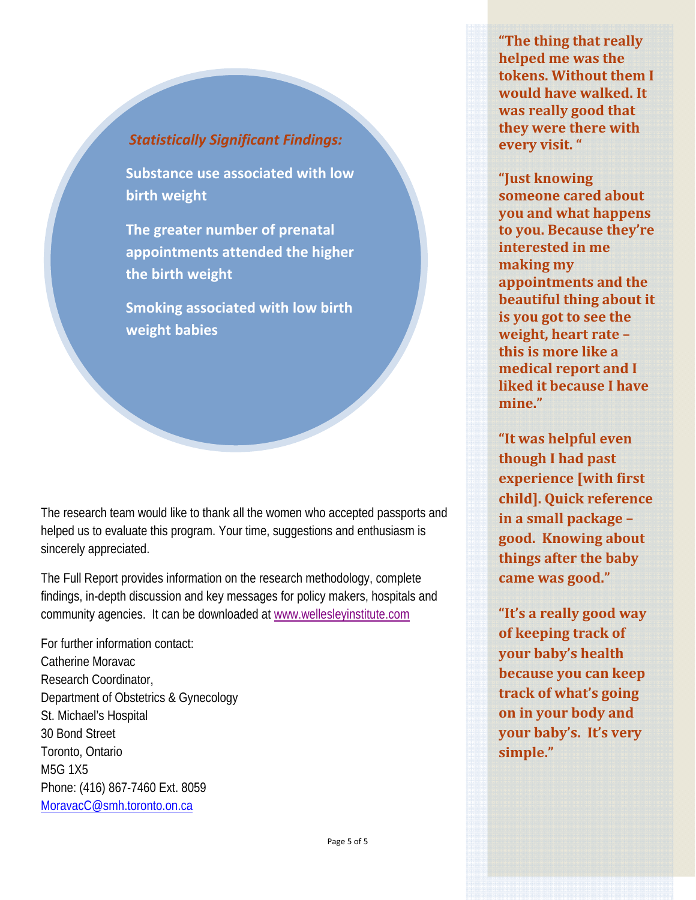### *Statistically Significant Findings:*

**Substance use associated with low birth weight**

**The greater number of prenatal appointments attended the higher the birth weight**

**Smoking associated with low birth weight babies**

The research team would like to thank all the women who accepted passports and helped us to evaluate this program. Your time, suggestions and enthusiasm is sincerely appreciated.

The Full Report provides information on the research methodology, complete findings, in-depth discussion and key messages for policy makers, hospitals and community agencies. It can be downloaded at www.wellesleyinstitute.com

For further information contact:
Catherine Moravac
Research Coordinator,
Department of Obstetrics & Gynecology
St. Michael's Hospital
30 Bond Street
Toronto, Ontario
M5G 1X5
Phone: (416) 867-7460 Ext. 8059
MoravacC@smh.toronto.on.ca

**"The thing that really helped me was the tokens. Without them I would have walked. It was really good that they were there with every visit. "**

**"Just knowing someone cared about you and what happens to you. Because they're interested in me making my appointments and the beautiful thing about it is you got to see the weight, heart rate – this is more like a medical report and I liked it because I have mine."**

**"It was helpful even though I had past experience [with first child]. Quick reference in a small package – good. Knowing about things after the baby came was good."**

**"It's a really good way of keeping track of your baby's health because you can keep track of what's going on in your body and your baby's. It's very simple."**